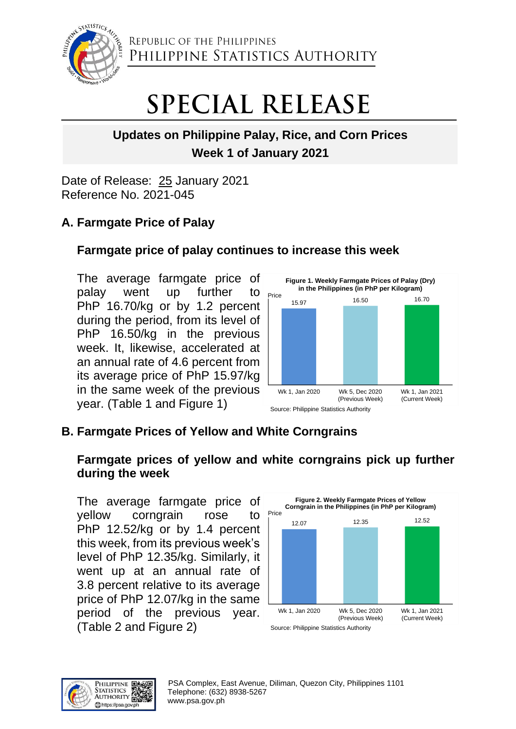REPUBLIC OF THE PHILIPPINES
PHILIPPINE STATISTICS AUTHORITY

# SPECIAL RELEASE

## Updates on Philippine Palay, Rice, and Corn Prices
## Week 1 of January 2021

Date of Release: 25 January 2021
Reference No. 2021-045

## A. Farmgate Price of Palay

### Farmgate price of palay continues to increase this week

The average farmgate price of palay went up further to PhP 16.70/kg or by 1.2 percent during the period, from its level of PhP 16.50/kg in the previous week. It, likewise, accelerated at an annual rate of 4.6 percent from its average price of PhP 15.97/kg in the same week of the previous year. (Table 1 and Figure 1)

**Figure 1. Weekly Farmgate Prices of Palay (Dry) in the Philippines (in PhP per Kilogram)**

| | Wk 1, Jan 2020 | Wk 5, Dec 2020 (Previous Week) | Wk 1, Jan 2021 (Current Week) |
|---|---|---|---|
| Price | 15.97 | 16.50 | 16.70 |

Source: Philippine Statistics Authority

## B. Farmgate Prices of Yellow and White Corngrains

### Farmgate prices of yellow and white corngrains pick up further during the week

The average farmgate price of yellow corngrain rose to PhP 12.52/kg or by 1.4 percent this week, from its previous week's level of PhP 12.35/kg. Similarly, it went up at an annual rate of 3.8 percent relative to its average price of PhP 12.07/kg in the same period of the previous year. (Table 2 and Figure 2)

**Figure 2. Weekly Farmgate Prices of Yellow Corngrain in the Philippines (in PhP per Kilogram)**

| | Wk 1, Jan 2020 | Wk 5, Dec 2020 (Previous Week) | Wk 1, Jan 2021 (Current Week) |
|---|---|---|---|
| Price | 12.07 | 12.35 | 12.52 |

Source: Philippine Statistics Authority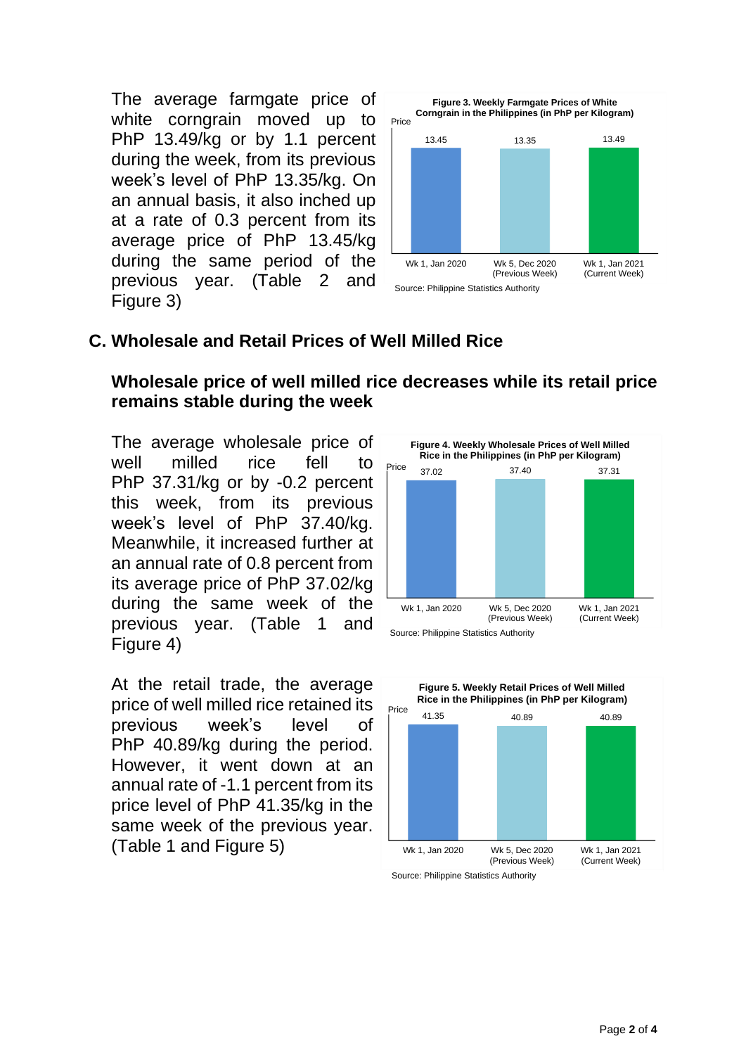The average farmgate price of white corngrain moved up to PhP 13.49/kg or by 1.1 percent during the week, from its previous week's level of PhP 13.35/kg. On an annual basis, it also inched up at a rate of 0.3 percent from its average price of PhP 13.45/kg during the same period of the previous year. (Table 2 and Figure 3)

**Figure 3. Weekly Farmgate Prices of White Corngrain in the Philippines (in PhP per Kilogram)**

| | Wk 1, Jan 2020 | Wk 5, Dec 2020 (Previous Week) | Wk 1, Jan 2021 (Current Week) |
|---|---|---|---|
| Price | 13.45 | 13.35 | 13.49 |

Source: Philippine Statistics Authority

## C. Wholesale and Retail Prices of Well Milled Rice

### Wholesale price of well milled rice decreases while its retail price remains stable during the week

The average wholesale price of well milled rice fell to PhP 37.31/kg or by -0.2 percent this week, from its previous week's level of PhP 37.40/kg. Meanwhile, it increased further at an annual rate of 0.8 percent from its average price of PhP 37.02/kg during the same week of the previous year. (Table 1 and Figure 4)

**Figure 4. Weekly Wholesale Prices of Well Milled Rice in the Philippines (in PhP per Kilogram)**

| | Wk 1, Jan 2020 | Wk 5, Dec 2020 (Previous Week) | Wk 1, Jan 2021 (Current Week) |
|---|---|---|---|
| Price | 37.02 | 37.40 | 37.31 |

Source: Philippine Statistics Authority

At the retail trade, the average price of well milled rice retained its previous week's level of PhP 40.89/kg during the period. However, it went down at an annual rate of -1.1 percent from its price level of PhP 41.35/kg in the same week of the previous year. (Table 1 and Figure 5)

**Figure 5. Weekly Retail Prices of Well Milled Rice in the Philippines (in PhP per Kilogram)**

| | Wk 1, Jan 2020 | Wk 5, Dec 2020 (Previous Week) | Wk 1, Jan 2021 (Current Week) |
|---|---|---|---|
| Price | 41.35 | 40.89 | 40.89 |

Source: Philippine Statistics Authority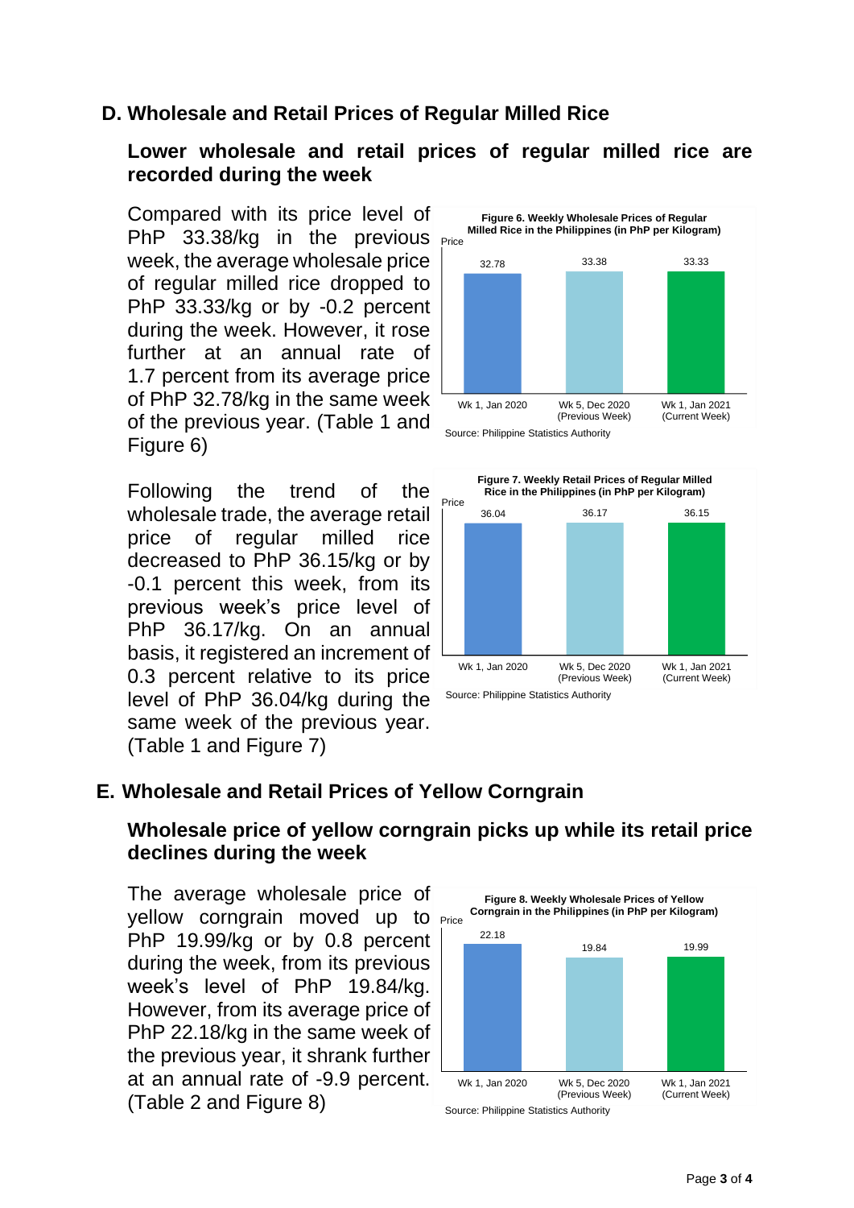## D. Wholesale and Retail Prices of Regular Milled Rice

### Lower wholesale and retail prices of regular milled rice are recorded during the week

Compared with its price level of PhP 33.38/kg in the previous week, the average wholesale price of regular milled rice dropped to PhP 33.33/kg or by -0.2 percent during the week. However, it rose further at an annual rate of 1.7 percent from its average price of PhP 32.78/kg in the same week of the previous year. (Table 1 and Figure 6)

**Figure 6. Weekly Wholesale Prices of Regular Milled Rice in the Philippines (in PhP per Kilogram)**

| | Wk 1, Jan 2020 | Wk 5, Dec 2020 (Previous Week) | Wk 1, Jan 2021 (Current Week) |
|---|---|---|---|
| Price | 32.78 | 33.38 | 33.33 |

Source: Philippine Statistics Authority

Following the trend of the wholesale trade, the average retail price of regular milled rice decreased to PhP 36.15/kg or by -0.1 percent this week, from its previous week's price level of PhP 36.17/kg. On an annual basis, it registered an increment of 0.3 percent relative to its price level of PhP 36.04/kg during the same week of the previous year. (Table 1 and Figure 7)

**Figure 7. Weekly Retail Prices of Regular Milled Rice in the Philippines (in PhP per Kilogram)**

| | Wk 1, Jan 2020 | Wk 5, Dec 2020 (Previous Week) | Wk 1, Jan 2021 (Current Week) |
|---|---|---|---|
| Price | 36.04 | 36.17 | 36.15 |

Source: Philippine Statistics Authority

## E. Wholesale and Retail Prices of Yellow Corngrain

### Wholesale price of yellow corngrain picks up while its retail price declines during the week

The average wholesale price of yellow corngrain moved up to PhP 19.99/kg or by 0.8 percent during the week, from its previous week's level of PhP 19.84/kg. However, from its average price of PhP 22.18/kg in the same week of the previous year, it shrank further at an annual rate of -9.9 percent. (Table 2 and Figure 8)

**Figure 8. Weekly Wholesale Prices of Yellow Corngrain in the Philippines (in PhP per Kilogram)**

| | Wk 1, Jan 2020 | Wk 5, Dec 2020 (Previous Week) | Wk 1, Jan 2021 (Current Week) |
|---|---|---|---|
| Price | 22.18 | 19.84 | 19.99 |

Source: Philippine Statistics Authority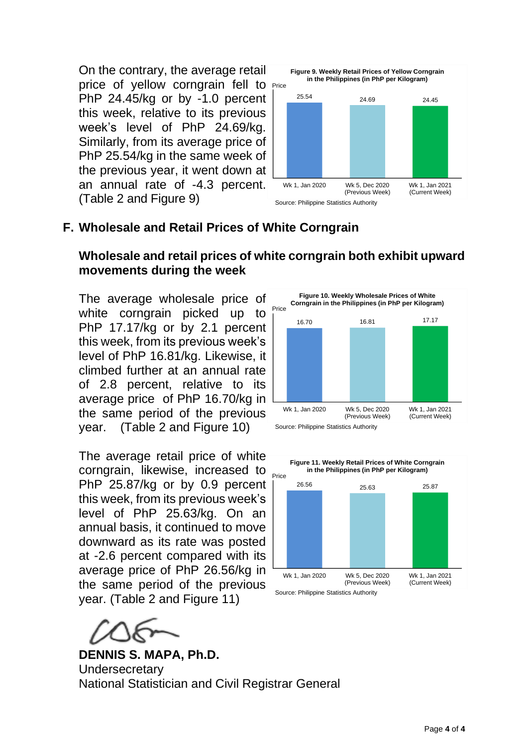On the contrary, the average retail price of yellow corngrain fell to PhP 24.45/kg or by -1.0 percent this week, relative to its previous week's level of PhP 24.69/kg. Similarly, from its average price of PhP 25.54/kg in the same week of the previous year, it went down at an annual rate of -4.3 percent. (Table 2 and Figure 9)

**Figure 9. Weekly Retail Prices of Yellow Corngrain in the Philippines (in PhP per Kilogram)**

Price

25.54

24.69

24.45

Wk 1, Jan 2020

Wk 5, Dec 2020 (Previous Week)

Wk 1, Jan 2021 (Current Week)

Source: Philippine Statistics Authority

## F. Wholesale and Retail Prices of White Corngrain

### Wholesale and retail prices of white corngrain both exhibit upward movements during the week

The average wholesale price of white corngrain picked up to PhP 17.17/kg or by 2.1 percent this week, from its previous week's level of PhP 16.81/kg. Likewise, it climbed further at an annual rate of 2.8 percent, relative to its average price of PhP 16.70/kg in the same period of the previous year. (Table 2 and Figure 10)

**Figure 10. Weekly Wholesale Prices of White Corngrain in the Philippines (in PhP per Kilogram)**

Price

16.70

16.81

17.17

Wk 1, Jan 2020

Wk 5, Dec 2020 (Previous Week)

Wk 1, Jan 2021 (Current Week)

Source: Philippine Statistics Authority

The average retail price of white corngrain, likewise, increased to PhP 25.87/kg or by 0.9 percent this week, from its previous week's level of PhP 25.63/kg. On an annual basis, it continued to move downward as its rate was posted at -2.6 percent compared with its average price of PhP 26.56/kg in the same period of the previous year. (Table 2 and Figure 11)

**Figure 11. Weekly Retail Prices of White Corngrain in the Philippines (in PhP per Kilogram)**

Price

26.56

25.63

25.87

Wk 1, Jan 2020

Wk 5, Dec 2020 (Previous Week)

Wk 1, Jan 2021 (Current Week)

Source: Philippine Statistics Authority

**DENNIS S. MAPA, Ph.D.**
Undersecretary
National Statistician and Civil Registrar General